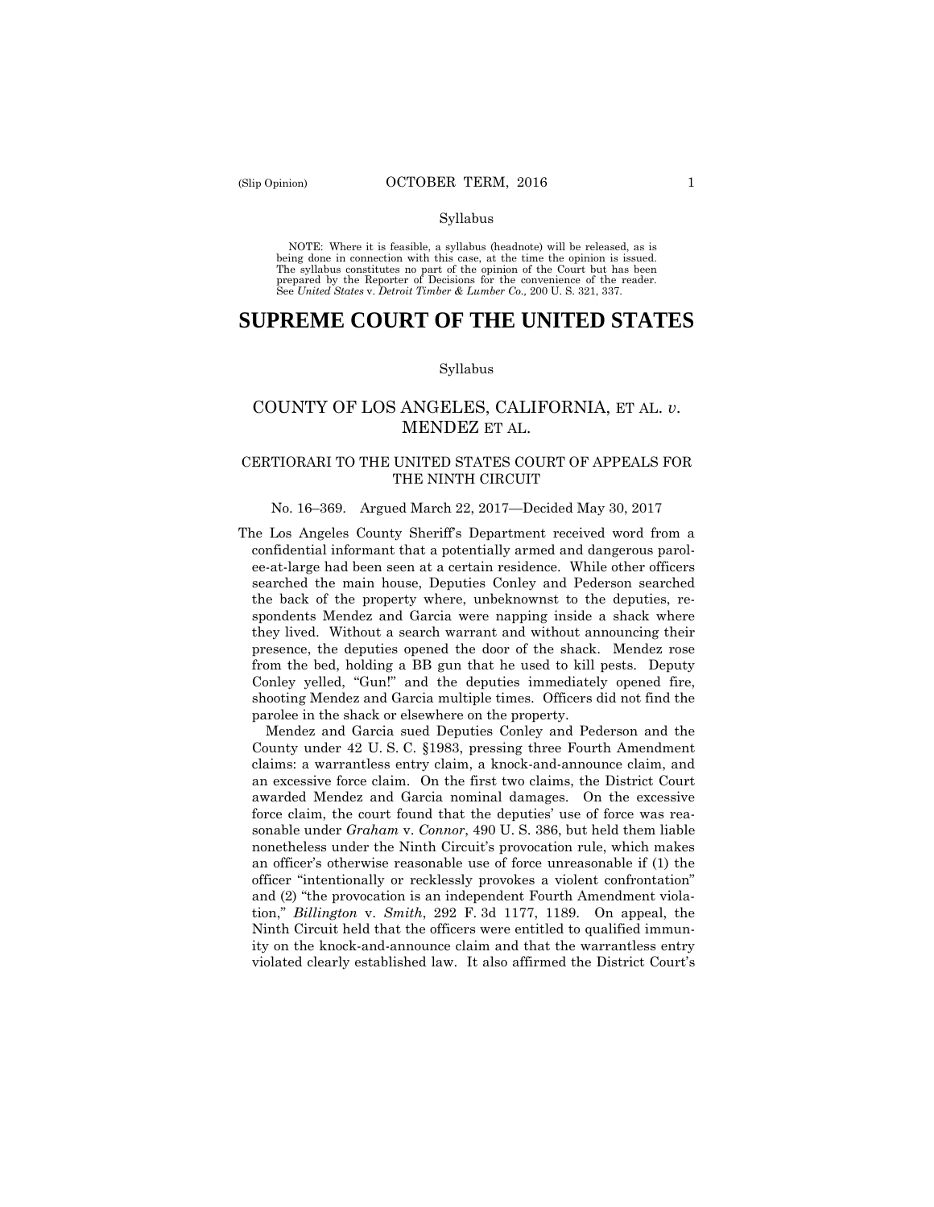Syllabus

NOTE: Where it is feasible, a syllabus (headnote) will be released, as is being done in connection with this case, at the time the opinion is issued. The syllabus constitutes no part of the opinion of the Court but has been prepared by the Reporter of Decisions for the convenience of the reader. See *United States* v. *Detroit Timber & Lumber Co.,* 200 U. S. 321, 337.

# SUPREME COURT OF THE UNITED STATES

Syllabus

## COUNTY OF LOS ANGELES, CALIFORNIA, ET AL. *v.* MENDEZ ET AL.

### CERTIORARI TO THE UNITED STATES COURT OF APPEALS FOR THE NINTH CIRCUIT

No. 16–369. Argued March 22, 2017—Decided May 30, 2017

The Los Angeles County Sheriff's Department received word from a confidential informant that a potentially armed and dangerous parolee-at-large had been seen at a certain residence. While other officers searched the main house, Deputies Conley and Pederson searched the back of the property where, unbeknownst to the deputies, respondents Mendez and Garcia were napping inside a shack where they lived. Without a search warrant and without announcing their presence, the deputies opened the door of the shack. Mendez rose from the bed, holding a BB gun that he used to kill pests. Deputy Conley yelled, "Gun!" and the deputies immediately opened fire, shooting Mendez and Garcia multiple times. Officers did not find the parolee in the shack or elsewhere on the property.

Mendez and Garcia sued Deputies Conley and Pederson and the County under 42 U. S. C. §1983, pressing three Fourth Amendment claims: a warrantless entry claim, a knock-and-announce claim, and an excessive force claim. On the first two claims, the District Court awarded Mendez and Garcia nominal damages. On the excessive force claim, the court found that the deputies' use of force was reasonable under *Graham* v. *Connor*, 490 U. S. 386, but held them liable nonetheless under the Ninth Circuit's provocation rule, which makes an officer's otherwise reasonable use of force unreasonable if (1) the officer "intentionally or recklessly provokes a violent confrontation" and (2) "the provocation is an independent Fourth Amendment violation," *Billington* v. *Smith*, 292 F. 3d 1177, 1189. On appeal, the Ninth Circuit held that the officers were entitled to qualified immunity on the knock-and-announce claim and that the warrantless entry violated clearly established law. It also affirmed the District Court's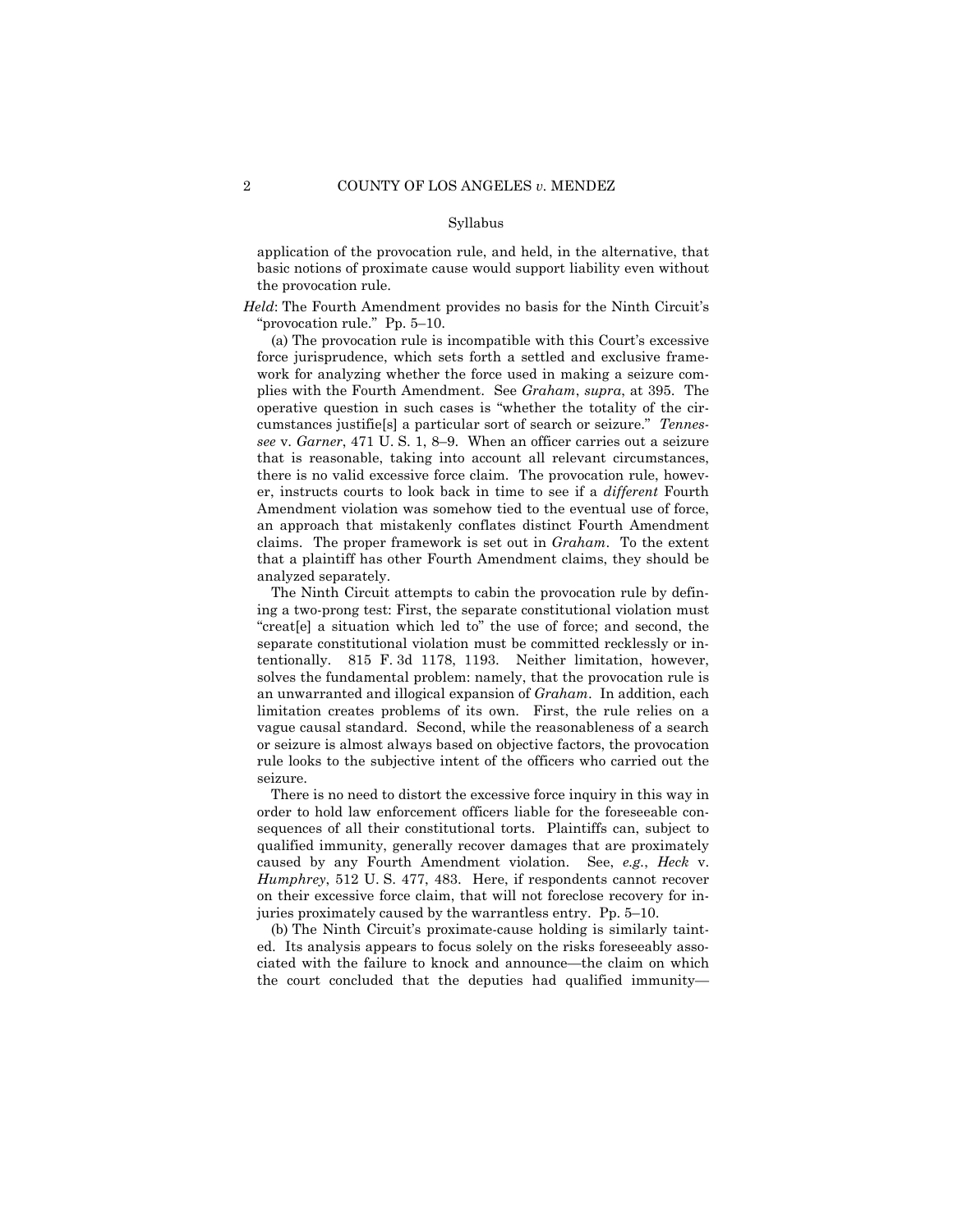Syllabus

application of the provocation rule, and held, in the alternative, that basic notions of proximate cause would support liability even without the provocation rule.

*Held*: The Fourth Amendment provides no basis for the Ninth Circuit's "provocation rule." Pp. 5–10.

(a) The provocation rule is incompatible with this Court's excessive force jurisprudence, which sets forth a settled and exclusive framework for analyzing whether the force used in making a seizure complies with the Fourth Amendment. See *Graham*, *supra*, at 395. The operative question in such cases is "whether the totality of the circumstances justifie[s] a particular sort of search or seizure." *Tennessee* v. *Garner*, 471 U. S. 1, 8–9. When an officer carries out a seizure that is reasonable, taking into account all relevant circumstances, there is no valid excessive force claim. The provocation rule, however, instructs courts to look back in time to see if a *different* Fourth Amendment violation was somehow tied to the eventual use of force, an approach that mistakenly conflates distinct Fourth Amendment claims. The proper framework is set out in *Graham*. To the extent that a plaintiff has other Fourth Amendment claims, they should be analyzed separately.

The Ninth Circuit attempts to cabin the provocation rule by defining a two-prong test: First, the separate constitutional violation must "creat[e] a situation which led to" the use of force; and second, the separate constitutional violation must be committed recklessly or intentionally. 815 F. 3d 1178, 1193. Neither limitation, however, solves the fundamental problem: namely, that the provocation rule is an unwarranted and illogical expansion of *Graham*. In addition, each limitation creates problems of its own. First, the rule relies on a vague causal standard. Second, while the reasonableness of a search or seizure is almost always based on objective factors, the provocation rule looks to the subjective intent of the officers who carried out the seizure.

There is no need to distort the excessive force inquiry in this way in order to hold law enforcement officers liable for the foreseeable consequences of all their constitutional torts. Plaintiffs can, subject to qualified immunity, generally recover damages that are proximately caused by any Fourth Amendment violation. See, *e.g.*, *Heck* v. *Humphrey*, 512 U. S. 477, 483. Here, if respondents cannot recover on their excessive force claim, that will not foreclose recovery for injuries proximately caused by the warrantless entry. Pp. 5–10.

(b) The Ninth Circuit's proximate-cause holding is similarly tainted. Its analysis appears to focus solely on the risks foreseeably associated with the failure to knock and announce—the claim on which the court concluded that the deputies had qualified immunity—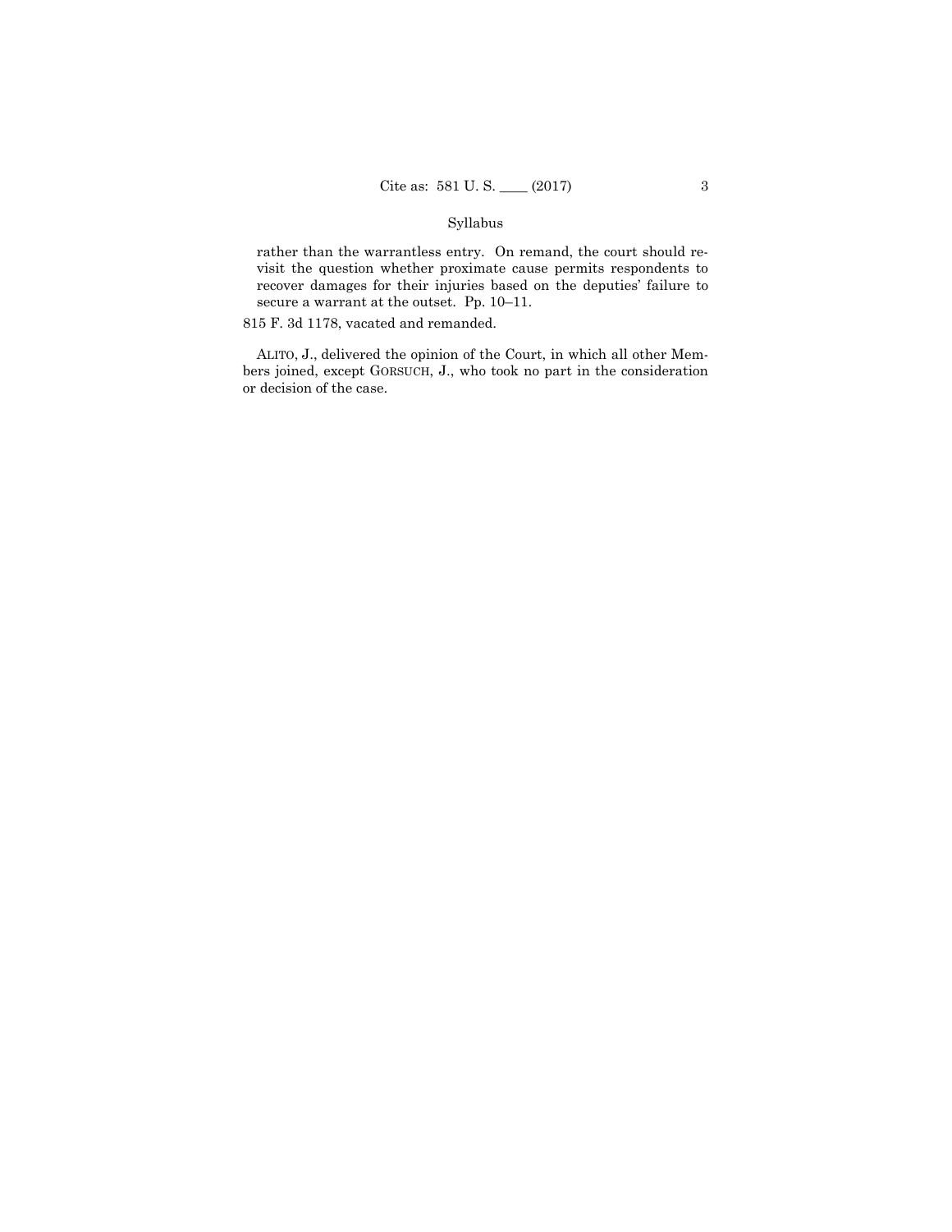rather than the warrantless entry. On remand, the court should revisit the question whether proximate cause permits respondents to recover damages for their injuries based on the deputies' failure to secure a warrant at the outset. Pp. 10–11.

815 F. 3d 1178, vacated and remanded.

ALITO, J., delivered the opinion of the Court, in which all other Members joined, except GORSUCH, J., who took no part in the consideration or decision of the case.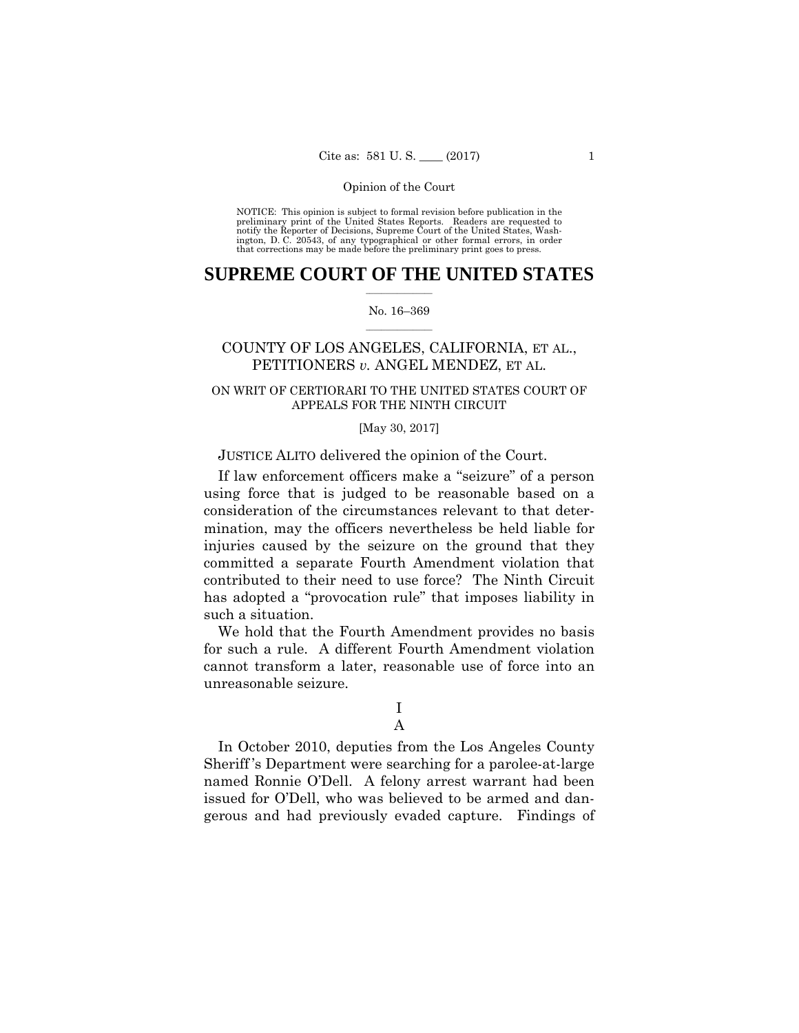NOTICE: This opinion is subject to formal revision before publication in the preliminary print of the United States Reports. Readers are requested to notify the Reporter of Decisions, Supreme Court of the United States, Washington, D. C. 20543, of any typographical or other formal errors, in order that corrections may be made before the preliminary print goes to press.

# SUPREME COURT OF THE UNITED STATES

No. 16–369

## COUNTY OF LOS ANGELES, CALIFORNIA, ET AL., PETITIONERS *v.* ANGEL MENDEZ, ET AL.

ON WRIT OF CERTIORARI TO THE UNITED STATES COURT OF APPEALS FOR THE NINTH CIRCUIT

[May 30, 2017]

JUSTICE ALITO delivered the opinion of the Court.

If law enforcement officers make a "seizure" of a person using force that is judged to be reasonable based on a consideration of the circumstances relevant to that determination, may the officers nevertheless be held liable for injuries caused by the seizure on the ground that they committed a separate Fourth Amendment violation that contributed to their need to use force? The Ninth Circuit has adopted a "provocation rule" that imposes liability in such a situation.

We hold that the Fourth Amendment provides no basis for such a rule. A different Fourth Amendment violation cannot transform a later, reasonable use of force into an unreasonable seizure.

I

A

In October 2010, deputies from the Los Angeles County Sheriff's Department were searching for a parolee-at-large named Ronnie O'Dell. A felony arrest warrant had been issued for O'Dell, who was believed to be armed and dangerous and had previously evaded capture. Findings of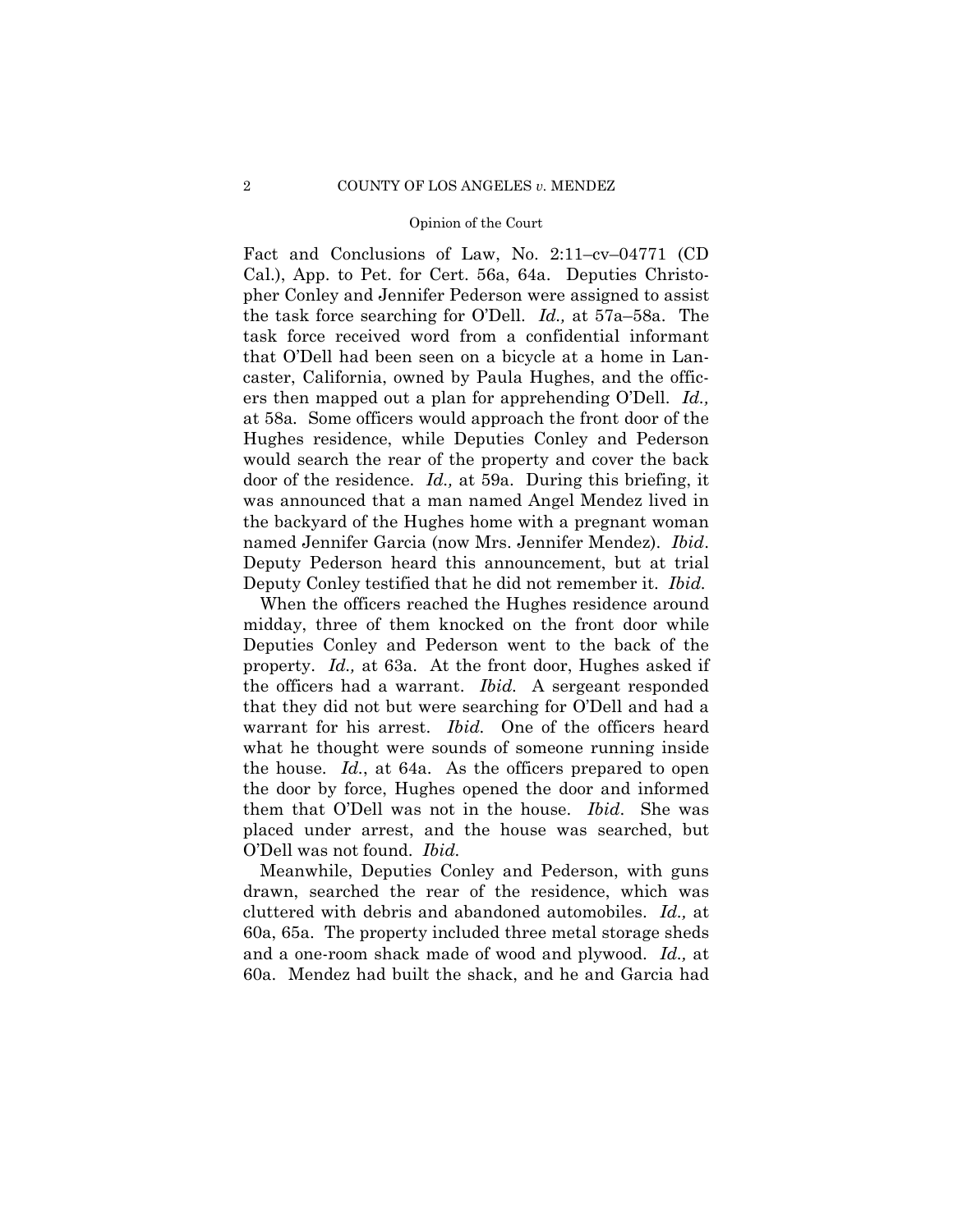Fact and Conclusions of Law, No. 2:11–cv–04771 (CD Cal.), App. to Pet. for Cert. 56a, 64a. Deputies Christopher Conley and Jennifer Pederson were assigned to assist the task force searching for O'Dell. *Id.,* at 57a–58a. The task force received word from a confidential informant that O'Dell had been seen on a bicycle at a home in Lancaster, California, owned by Paula Hughes, and the officers then mapped out a plan for apprehending O'Dell. *Id.,* at 58a. Some officers would approach the front door of the Hughes residence, while Deputies Conley and Pederson would search the rear of the property and cover the back door of the residence. *Id.,* at 59a. During this briefing, it was announced that a man named Angel Mendez lived in the backyard of the Hughes home with a pregnant woman named Jennifer Garcia (now Mrs. Jennifer Mendez). *Ibid*. Deputy Pederson heard this announcement, but at trial Deputy Conley testified that he did not remember it. *Ibid.*

When the officers reached the Hughes residence around midday, three of them knocked on the front door while Deputies Conley and Pederson went to the back of the property. *Id.,* at 63a. At the front door, Hughes asked if the officers had a warrant. *Ibid.* A sergeant responded that they did not but were searching for O'Dell and had a warrant for his arrest. *Ibid.* One of the officers heard what he thought were sounds of someone running inside the house. *Id.*, at 64a. As the officers prepared to open the door by force, Hughes opened the door and informed them that O'Dell was not in the house. *Ibid*. She was placed under arrest, and the house was searched, but O'Dell was not found. *Ibid.*

Meanwhile, Deputies Conley and Pederson, with guns drawn, searched the rear of the residence, which was cluttered with debris and abandoned automobiles. *Id.,* at 60a, 65a. The property included three metal storage sheds and a one-room shack made of wood and plywood. *Id.,* at 60a. Mendez had built the shack, and he and Garcia had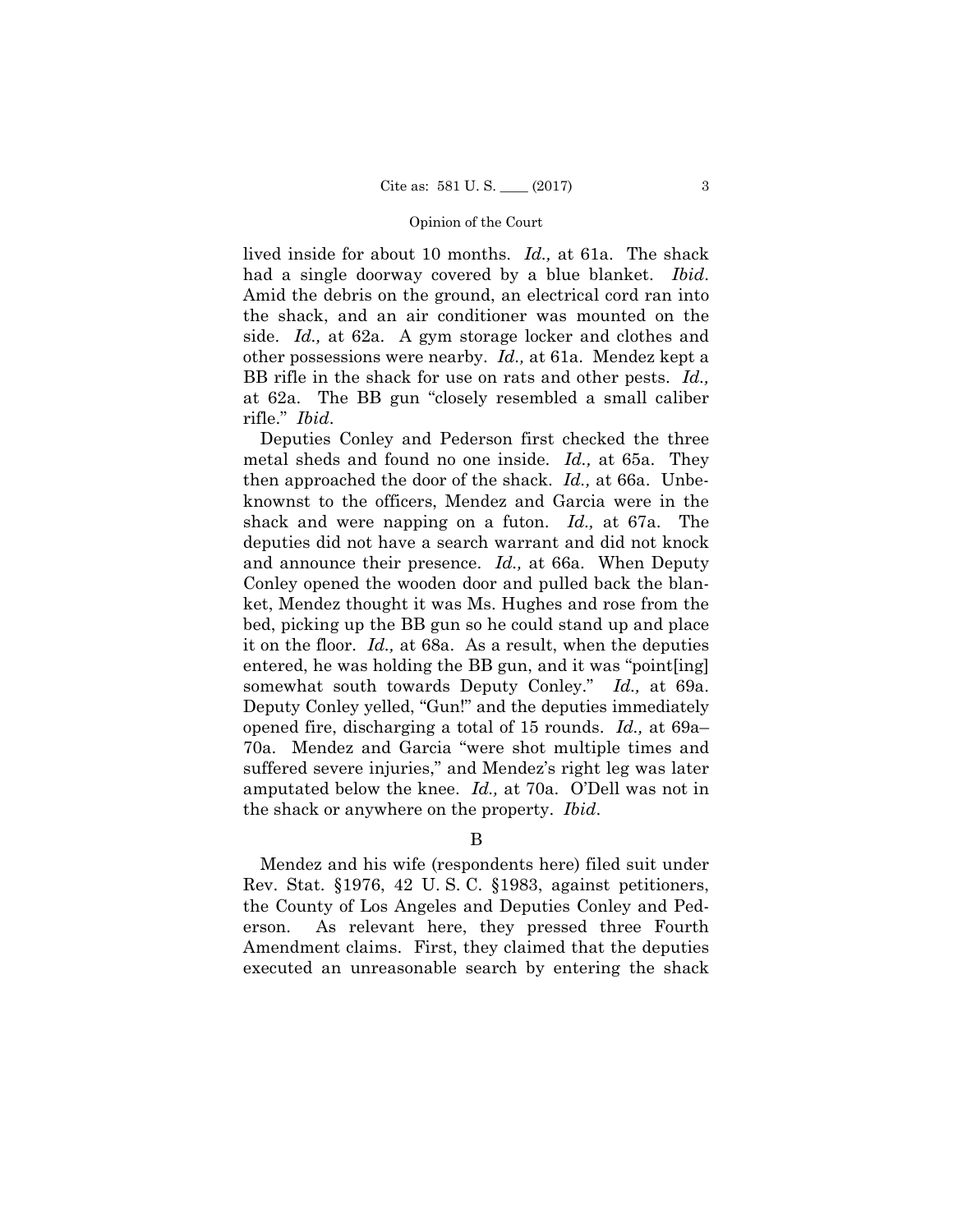lived inside for about 10 months. *Id.,* at 61a. The shack had a single doorway covered by a blue blanket. *Ibid.* Amid the debris on the ground, an electrical cord ran into the shack, and an air conditioner was mounted on the side. *Id.,* at 62a. A gym storage locker and clothes and other possessions were nearby. *Id.,* at 61a. Mendez kept a BB rifle in the shack for use on rats and other pests. *Id.,* at 62a. The BB gun "closely resembled a small caliber rifle." *Ibid.*

Deputies Conley and Pederson first checked the three metal sheds and found no one inside. *Id.,* at 65a. They then approached the door of the shack. *Id.,* at 66a. Unbeknownst to the officers, Mendez and Garcia were in the shack and were napping on a futon. *Id.,* at 67a. The deputies did not have a search warrant and did not knock and announce their presence. *Id.,* at 66a. When Deputy Conley opened the wooden door and pulled back the blanket, Mendez thought it was Ms. Hughes and rose from the bed, picking up the BB gun so he could stand up and place it on the floor. *Id.,* at 68a. As a result, when the deputies entered, he was holding the BB gun, and it was "point[ing] somewhat south towards Deputy Conley." *Id.,* at 69a. Deputy Conley yelled, "Gun!" and the deputies immediately opened fire, discharging a total of 15 rounds. *Id.,* at 69a–70a. Mendez and Garcia "were shot multiple times and suffered severe injuries," and Mendez's right leg was later amputated below the knee. *Id.,* at 70a. O'Dell was not in the shack or anywhere on the property. *Ibid.*

## B

Mendez and his wife (respondents here) filed suit under Rev. Stat. §1976, 42 U. S. C. §1983, against petitioners, the County of Los Angeles and Deputies Conley and Pederson. As relevant here, they pressed three Fourth Amendment claims. First, they claimed that the deputies executed an unreasonable search by entering the shack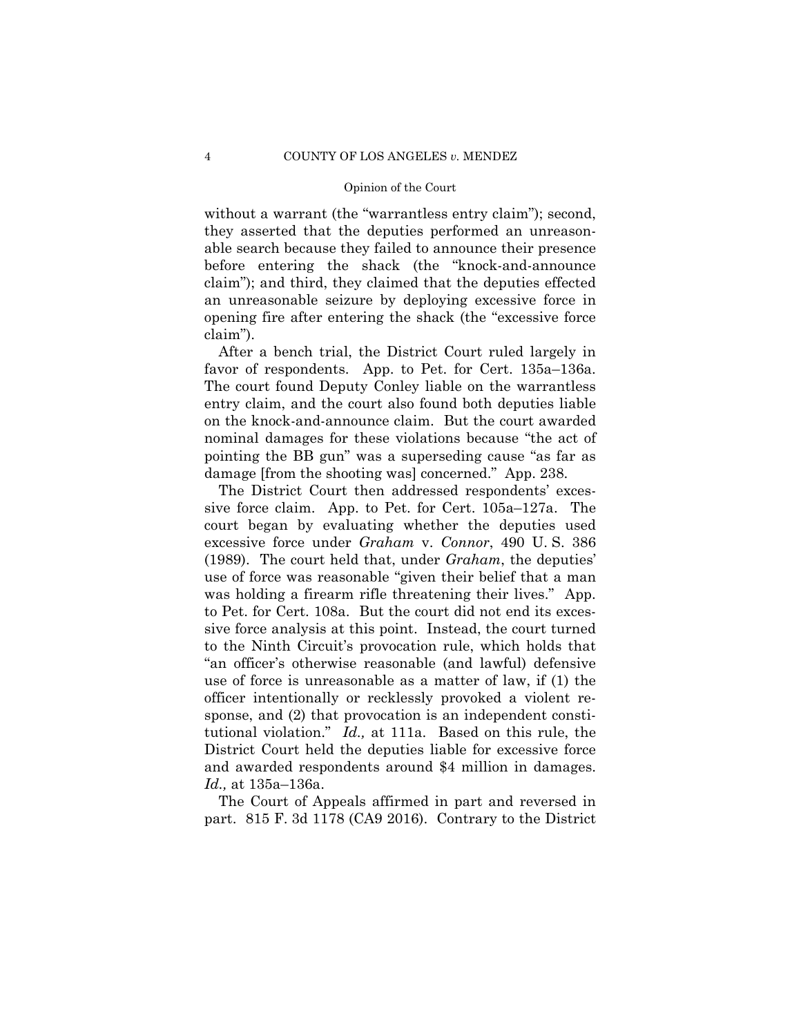without a warrant (the "warrantless entry claim"); second, they asserted that the deputies performed an unreasonable search because they failed to announce their presence before entering the shack (the "knock-and-announce claim"); and third, they claimed that the deputies effected an unreasonable seizure by deploying excessive force in opening fire after entering the shack (the "excessive force claim").

After a bench trial, the District Court ruled largely in favor of respondents. App. to Pet. for Cert. 135a–136a. The court found Deputy Conley liable on the warrantless entry claim, and the court also found both deputies liable on the knock-and-announce claim. But the court awarded nominal damages for these violations because "the act of pointing the BB gun" was a superseding cause "as far as damage [from the shooting was] concerned." App. 238.

The District Court then addressed respondents' excessive force claim. App. to Pet. for Cert. 105a–127a. The court began by evaluating whether the deputies used excessive force under *Graham* v. *Connor*, 490 U. S. 386 (1989). The court held that, under *Graham*, the deputies' use of force was reasonable "given their belief that a man was holding a firearm rifle threatening their lives." App. to Pet. for Cert. 108a. But the court did not end its excessive force analysis at this point. Instead, the court turned to the Ninth Circuit's provocation rule, which holds that "an officer's otherwise reasonable (and lawful) defensive use of force is unreasonable as a matter of law, if (1) the officer intentionally or recklessly provoked a violent response, and (2) that provocation is an independent constitutional violation." *Id.,* at 111a. Based on this rule, the District Court held the deputies liable for excessive force and awarded respondents around $4 million in damages. *Id.,* at 135a–136a.

The Court of Appeals affirmed in part and reversed in part. 815 F. 3d 1178 (CA9 2016). Contrary to the District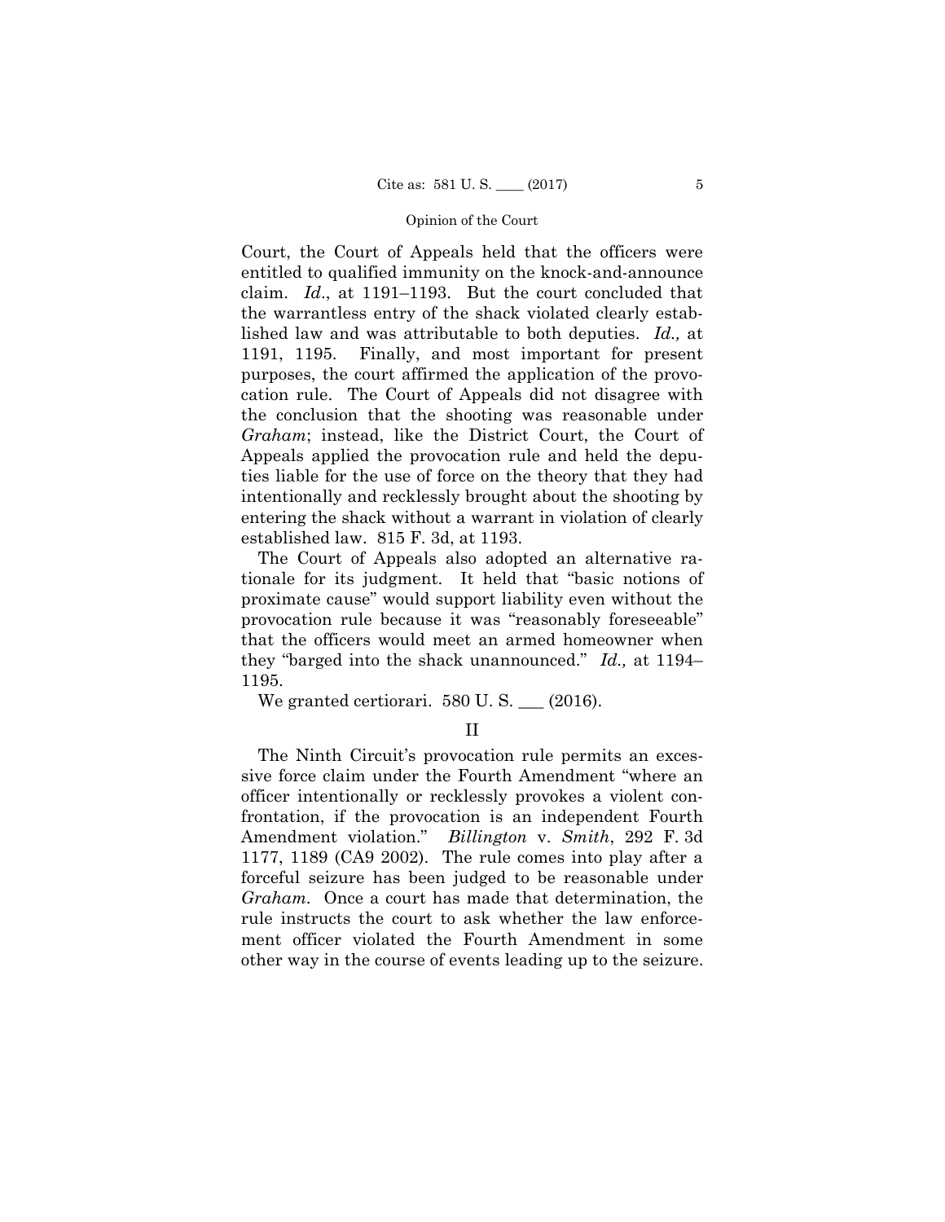Court, the Court of Appeals held that the officers were entitled to qualified immunity on the knock-and-announce claim. *Id*., at 1191–1193. But the court concluded that the warrantless entry of the shack violated clearly established law and was attributable to both deputies. *Id.,* at 1191, 1195. Finally, and most important for present purposes, the court affirmed the application of the provocation rule. The Court of Appeals did not disagree with the conclusion that the shooting was reasonable under *Graham*; instead, like the District Court, the Court of Appeals applied the provocation rule and held the deputies liable for the use of force on the theory that they had intentionally and recklessly brought about the shooting by entering the shack without a warrant in violation of clearly established law. 815 F. 3d, at 1193.

The Court of Appeals also adopted an alternative rationale for its judgment. It held that "basic notions of proximate cause" would support liability even without the provocation rule because it was "reasonably foreseeable" that the officers would meet an armed homeowner when they "barged into the shack unannounced." *Id.,* at 1194–1195.

We granted certiorari. 580 U. S. ___ (2016).

## II

The Ninth Circuit's provocation rule permits an excessive force claim under the Fourth Amendment "where an officer intentionally or recklessly provokes a violent confrontation, if the provocation is an independent Fourth Amendment violation." *Billington* v. *Smith*, 292 F. 3d 1177, 1189 (CA9 2002). The rule comes into play after a forceful seizure has been judged to be reasonable under *Graham*. Once a court has made that determination, the rule instructs the court to ask whether the law enforcement officer violated the Fourth Amendment in some other way in the course of events leading up to the seizure.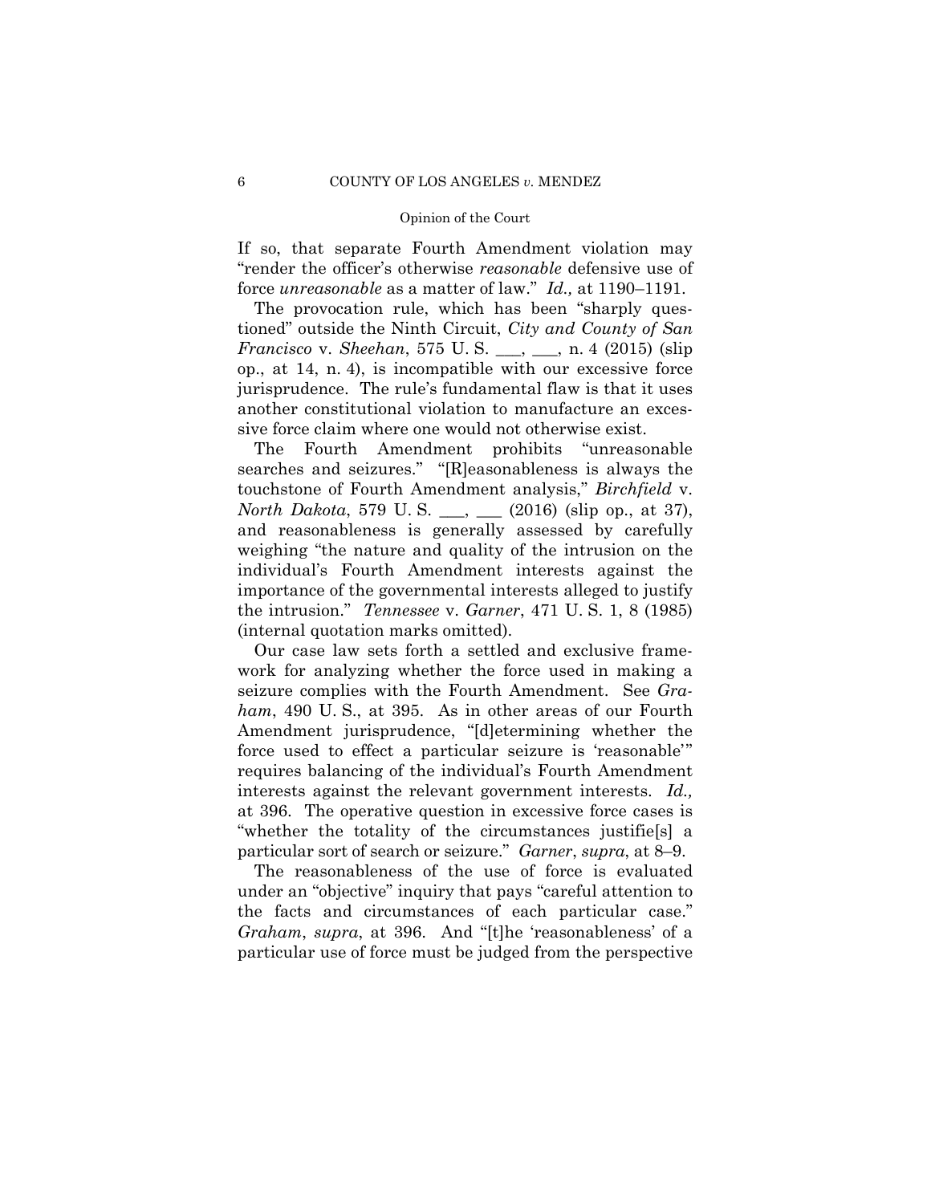If so, that separate Fourth Amendment violation may "render the officer's otherwise *reasonable* defensive use of force *unreasonable* as a matter of law." *Id.,* at 1190–1191.

The provocation rule, which has been "sharply questioned" outside the Ninth Circuit, *City and County of San Francisco* v. *Sheehan*, 575 U. S. ___, ___, n. 4 (2015) (slip op., at 14, n. 4), is incompatible with our excessive force jurisprudence. The rule's fundamental flaw is that it uses another constitutional violation to manufacture an excessive force claim where one would not otherwise exist.

The Fourth Amendment prohibits "unreasonable searches and seizures." "[R]easonableness is always the touchstone of Fourth Amendment analysis," *Birchfield* v. *North Dakota*, 579 U. S. ___, ___ (2016) (slip op., at 37), and reasonableness is generally assessed by carefully weighing "the nature and quality of the intrusion on the individual's Fourth Amendment interests against the importance of the governmental interests alleged to justify the intrusion." *Tennessee* v. *Garner*, 471 U. S. 1, 8 (1985) (internal quotation marks omitted).

Our case law sets forth a settled and exclusive framework for analyzing whether the force used in making a seizure complies with the Fourth Amendment. See *Graham*, 490 U. S., at 395. As in other areas of our Fourth Amendment jurisprudence, "[d]etermining whether the force used to effect a particular seizure is 'reasonable'" requires balancing of the individual's Fourth Amendment interests against the relevant government interests. *Id.,* at 396. The operative question in excessive force cases is "whether the totality of the circumstances justifie[s] a particular sort of search or seizure." *Garner*, *supra*, at 8–9.

The reasonableness of the use of force is evaluated under an "objective" inquiry that pays "careful attention to the facts and circumstances of each particular case." *Graham*, *supra*, at 396. And "[t]he 'reasonableness' of a particular use of force must be judged from the perspective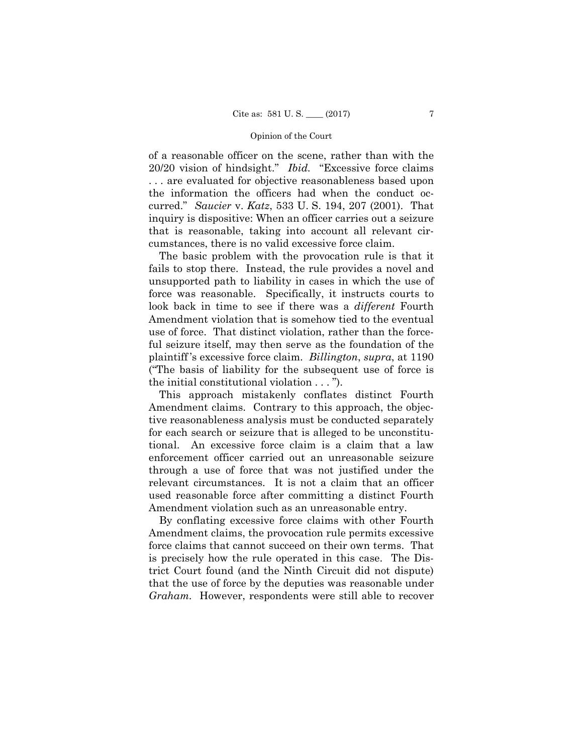of a reasonable officer on the scene, rather than with the 20/20 vision of hindsight." *Ibid.* "Excessive force claims . . . are evaluated for objective reasonableness based upon the information the officers had when the conduct occurred." *Saucier* v. *Katz*, 533 U. S. 194, 207 (2001). That inquiry is dispositive: When an officer carries out a seizure that is reasonable, taking into account all relevant circumstances, there is no valid excessive force claim.

The basic problem with the provocation rule is that it fails to stop there. Instead, the rule provides a novel and unsupported path to liability in cases in which the use of force was reasonable. Specifically, it instructs courts to look back in time to see if there was a *different* Fourth Amendment violation that is somehow tied to the eventual use of force. That distinct violation, rather than the forceful seizure itself, may then serve as the foundation of the plaintiff's excessive force claim. *Billington*, *supra*, at 1190 ("The basis of liability for the subsequent use of force is the initial constitutional violation . . . ").

This approach mistakenly conflates distinct Fourth Amendment claims. Contrary to this approach, the objective reasonableness analysis must be conducted separately for each search or seizure that is alleged to be unconstitutional. An excessive force claim is a claim that a law enforcement officer carried out an unreasonable seizure through a use of force that was not justified under the relevant circumstances. It is not a claim that an officer used reasonable force after committing a distinct Fourth Amendment violation such as an unreasonable entry.

By conflating excessive force claims with other Fourth Amendment claims, the provocation rule permits excessive force claims that cannot succeed on their own terms. That is precisely how the rule operated in this case. The District Court found (and the Ninth Circuit did not dispute) that the use of force by the deputies was reasonable under *Graham*. However, respondents were still able to recover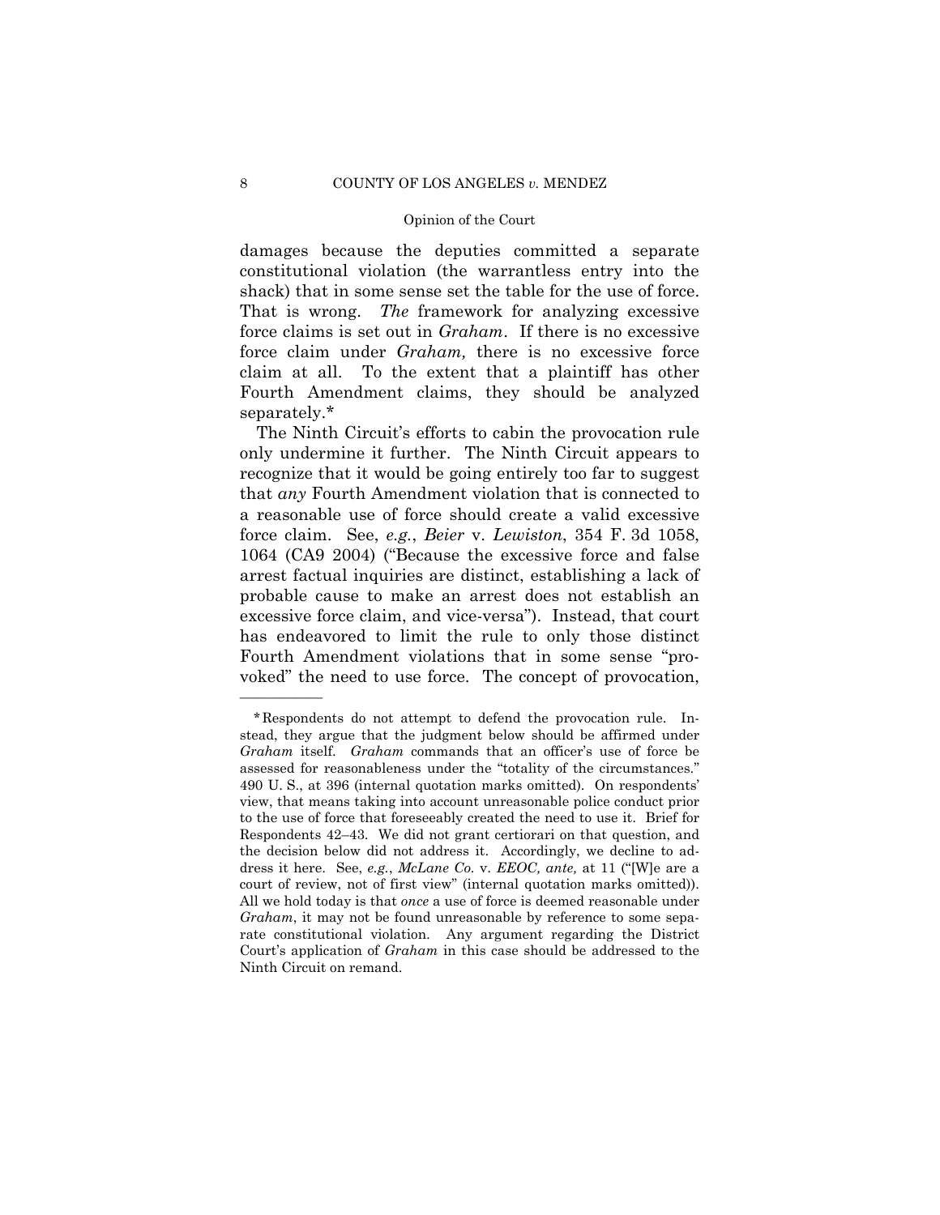damages because the deputies committed a separate constitutional violation (the warrantless entry into the shack) that in some sense set the table for the use of force. That is wrong. *The* framework for analyzing excessive force claims is set out in *Graham*. If there is no excessive force claim under *Graham,* there is no excessive force claim at all. To the extent that a plaintiff has other Fourth Amendment claims, they should be analyzed separately.*

The Ninth Circuit's efforts to cabin the provocation rule only undermine it further. The Ninth Circuit appears to recognize that it would be going entirely too far to suggest that *any* Fourth Amendment violation that is connected to a reasonable use of force should create a valid excessive force claim. See, *e.g.*, *Beier* v. *Lewiston*, 354 F. 3d 1058, 1064 (CA9 2004) ("Because the excessive force and false arrest factual inquiries are distinct, establishing a lack of probable cause to make an arrest does not establish an excessive force claim, and vice-versa"). Instead, that court has endeavored to limit the rule to only those distinct Fourth Amendment violations that in some sense "provoked" the need to use force. The concept of provocation,

---

*Respondents do not attempt to defend the provocation rule. Instead, they argue that the judgment below should be affirmed under *Graham* itself. *Graham* commands that an officer's use of force be assessed for reasonableness under the "totality of the circumstances." 490 U. S., at 396 (internal quotation marks omitted). On respondents' view, that means taking into account unreasonable police conduct prior to the use of force that foreseeably created the need to use it. Brief for Respondents 42–43. We did not grant certiorari on that question, and the decision below did not address it. Accordingly, we decline to address it here. See, *e.g.*, *McLane Co.* v. *EEOC, ante,* at 11 ("[W]e are a court of review, not of first view" (internal quotation marks omitted)). All we hold today is that *once* a use of force is deemed reasonable under *Graham*, it may not be found unreasonable by reference to some separate constitutional violation. Any argument regarding the District Court's application of *Graham* in this case should be addressed to the Ninth Circuit on remand.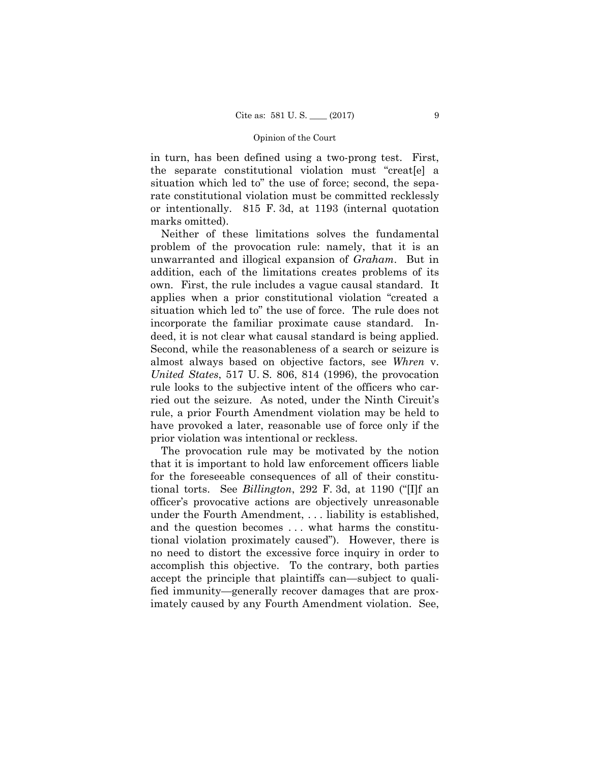in turn, has been defined using a two-prong test. First, the separate constitutional violation must "creat[e] a situation which led to" the use of force; second, the separate constitutional violation must be committed recklessly or intentionally. 815 F. 3d, at 1193 (internal quotation marks omitted).

Neither of these limitations solves the fundamental problem of the provocation rule: namely, that it is an unwarranted and illogical expansion of *Graham*. But in addition, each of the limitations creates problems of its own. First, the rule includes a vague causal standard. It applies when a prior constitutional violation "created a situation which led to" the use of force. The rule does not incorporate the familiar proximate cause standard. Indeed, it is not clear what causal standard is being applied. Second, while the reasonableness of a search or seizure is almost always based on objective factors, see *Whren* v. *United States*, 517 U. S. 806, 814 (1996), the provocation rule looks to the subjective intent of the officers who carried out the seizure. As noted, under the Ninth Circuit's rule, a prior Fourth Amendment violation may be held to have provoked a later, reasonable use of force only if the prior violation was intentional or reckless.

The provocation rule may be motivated by the notion that it is important to hold law enforcement officers liable for the foreseeable consequences of all of their constitutional torts. See *Billington*, 292 F. 3d, at 1190 ("[I]f an officer's provocative actions are objectively unreasonable under the Fourth Amendment, . . . liability is established, and the question becomes . . . what harms the constitutional violation proximately caused"). However, there is no need to distort the excessive force inquiry in order to accomplish this objective. To the contrary, both parties accept the principle that plaintiffs can—subject to qualified immunity—generally recover damages that are proximately caused by any Fourth Amendment violation. See,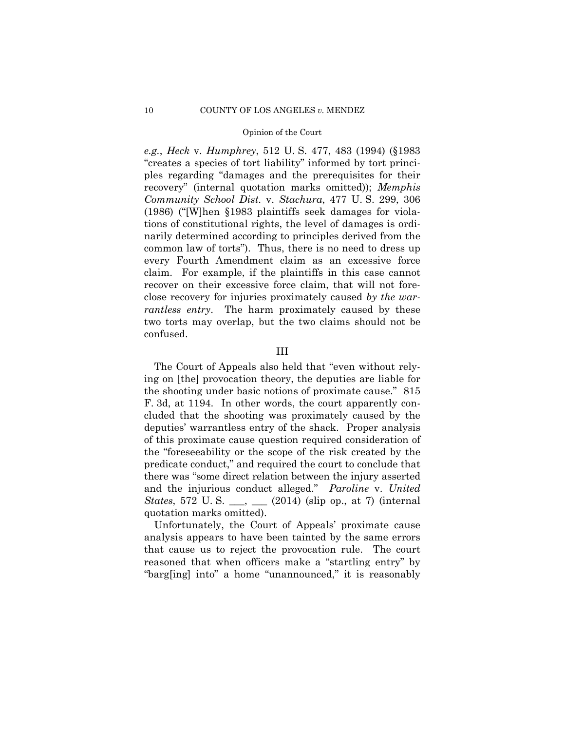*e.g.*, *Heck* v. *Humphrey*, 512 U. S. 477, 483 (1994) (§1983 "creates a species of tort liability" informed by tort principles regarding "damages and the prerequisites for their recovery" (internal quotation marks omitted)); *Memphis Community School Dist.* v. *Stachura*, 477 U. S. 299, 306 (1986) ("[W]hen §1983 plaintiffs seek damages for violations of constitutional rights, the level of damages is ordinarily determined according to principles derived from the common law of torts"). Thus, there is no need to dress up every Fourth Amendment claim as an excessive force claim. For example, if the plaintiffs in this case cannot recover on their excessive force claim, that will not foreclose recovery for injuries proximately caused *by the warrantless entry*. The harm proximately caused by these two torts may overlap, but the two claims should not be confused.

## III

The Court of Appeals also held that "even without relying on [the] provocation theory, the deputies are liable for the shooting under basic notions of proximate cause." 815 F. 3d, at 1194. In other words, the court apparently concluded that the shooting was proximately caused by the deputies' warrantless entry of the shack. Proper analysis of this proximate cause question required consideration of the "foreseeability or the scope of the risk created by the predicate conduct," and required the court to conclude that there was "some direct relation between the injury asserted and the injurious conduct alleged." *Paroline* v. *United States*, 572 U. S. ___, ___ (2014) (slip op., at 7) (internal quotation marks omitted).

Unfortunately, the Court of Appeals' proximate cause analysis appears to have been tainted by the same errors that cause us to reject the provocation rule. The court reasoned that when officers make a "startling entry" by "barg[ing] into" a home "unannounced," it is reasonably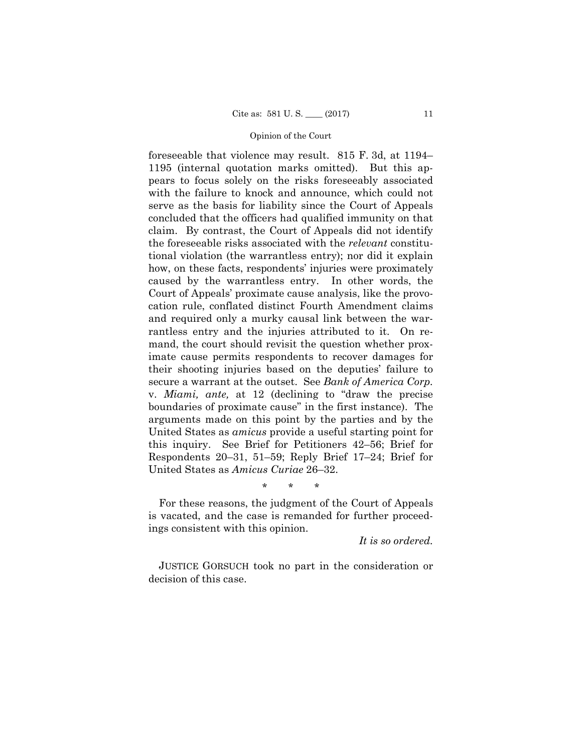foreseeable that violence may result. 815 F. 3d, at 1194–1195 (internal quotation marks omitted). But this appears to focus solely on the risks foreseeably associated with the failure to knock and announce, which could not serve as the basis for liability since the Court of Appeals concluded that the officers had qualified immunity on that claim. By contrast, the Court of Appeals did not identify the foreseeable risks associated with the *relevant* constitutional violation (the warrantless entry); nor did it explain how, on these facts, respondents' injuries were proximately caused by the warrantless entry. In other words, the Court of Appeals' proximate cause analysis, like the provocation rule, conflated distinct Fourth Amendment claims and required only a murky causal link between the warrantless entry and the injuries attributed to it. On remand, the court should revisit the question whether proximate cause permits respondents to recover damages for their shooting injuries based on the deputies' failure to secure a warrant at the outset. See *Bank of America Corp.* v. *Miami, ante,* at 12 (declining to "draw the precise boundaries of proximate cause" in the first instance). The arguments made on this point by the parties and by the United States as *amicus* provide a useful starting point for this inquiry. See Brief for Petitioners 42–56; Brief for Respondents 20–31, 51–59; Reply Brief 17–24; Brief for United States as *Amicus Curiae* 26–32.

\* \* \*

For these reasons, the judgment of the Court of Appeals is vacated, and the case is remanded for further proceedings consistent with this opinion.

*It is so ordered.*

JUSTICE GORSUCH took no part in the consideration or decision of this case.